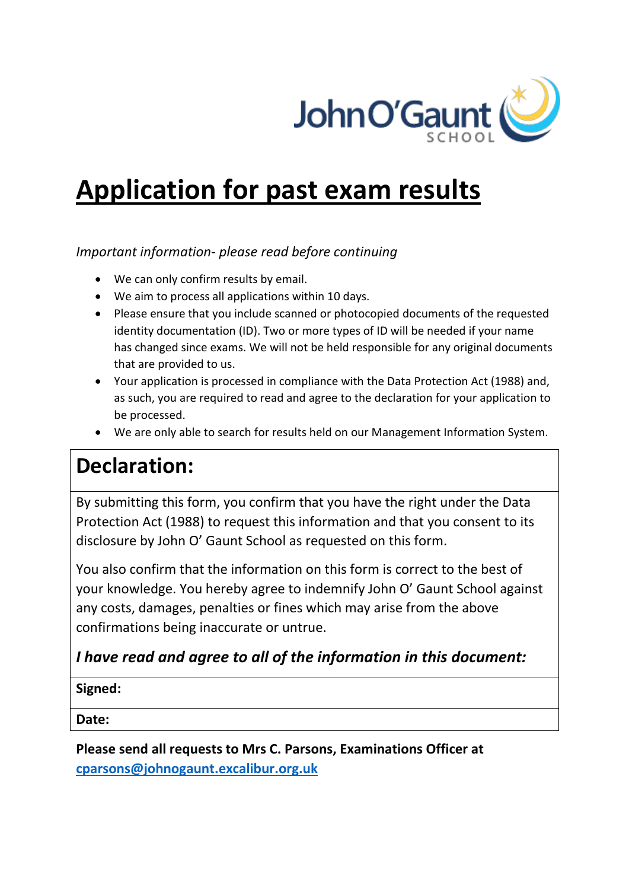John O'Gaunt SCHOOL

# Application for past exam results

*Important information- please read before continuing*

- We can only confirm results by email.
- We aim to process all applications within 10 days.
- Please ensure that you include scanned or photocopied documents of the requested identity documentation (ID). Two or more types of ID will be needed if your name has changed since exams. We will not be held responsible for any original documents that are provided to us.
- Your application is processed in compliance with the Data Protection Act (1988) and, as such, you are required to read and agree to the declaration for your application to be processed.
- We are only able to search for results held on our Management Information System.

## Declaration:

By submitting this form, you confirm that you have the right under the Data Protection Act (1988) to request this information and that you consent to its disclosure by John O' Gaunt School as requested on this form.

You also confirm that the information on this form is correct to the best of your knowledge. You hereby agree to indemnify John O' Gaunt School against any costs, damages, penalties or fines which may arise from the above confirmations being inaccurate or untrue.

***I have read and agree to all of the information in this document:***

**Signed:**

**Date:**

**Please send all requests to Mrs C. Parsons, Examinations Officer at [cparsons@johnogaunt.excalibur.org.uk](mailto:cparsons@johnogaunt.excalibur.org.uk)**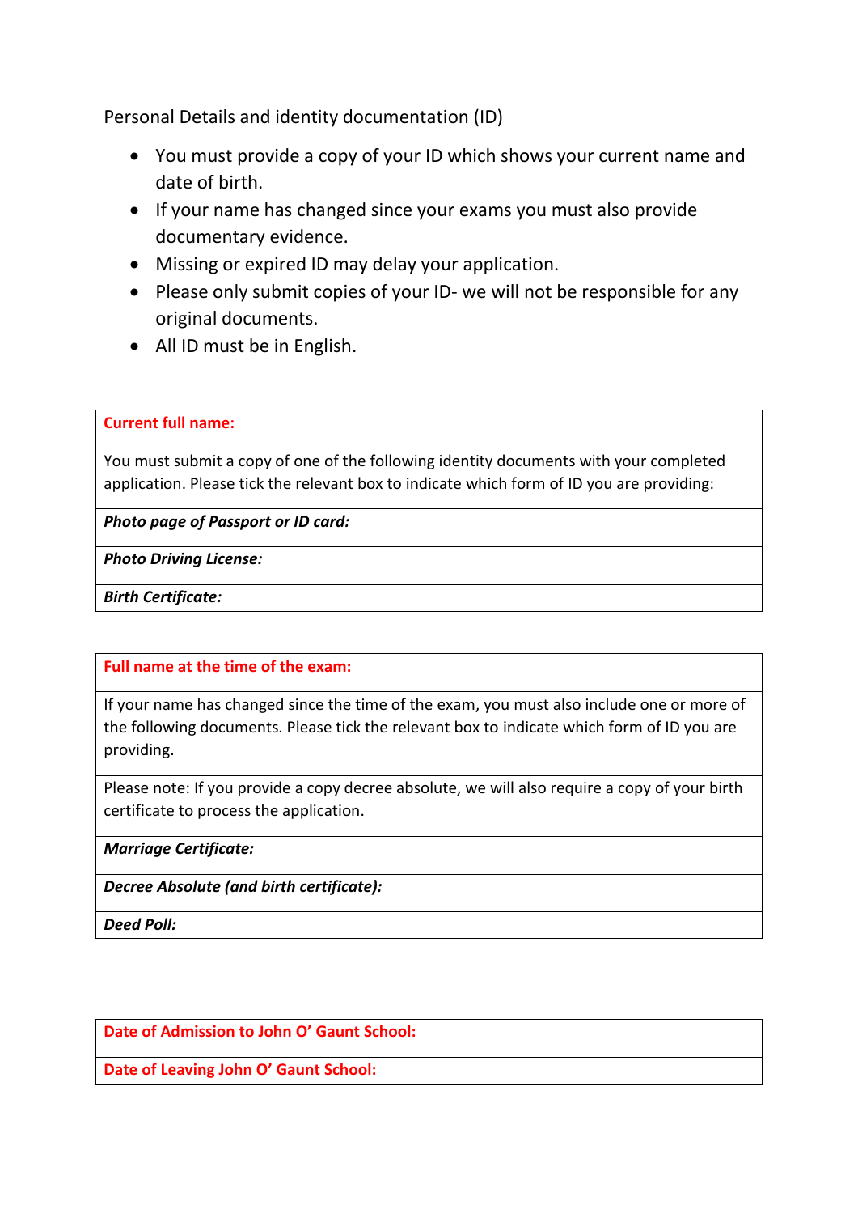Personal Details and identity documentation (ID)

- You must provide a copy of your ID which shows your current name and date of birth.
- If your name has changed since your exams you must also provide documentary evidence.
- Missing or expired ID may delay your application.
- Please only submit copies of your ID- we will not be responsible for any original documents.
- All ID must be in English.

| **Current full name:** |
|---|
| You must submit a copy of one of the following identity documents with your completed application. Please tick the relevant box to indicate which form of ID you are providing: |
| ***Photo page of Passport or ID card:*** |
| ***Photo Driving License:*** |
| ***Birth Certificate:*** |

| **Full name at the time of the exam:** |
|---|
| If your name has changed since the time of the exam, you must also include one or more of the following documents. Please tick the relevant box to indicate which form of ID you are providing. |
| Please note: If you provide a copy decree absolute, we will also require a copy of your birth certificate to process the application. |
| ***Marriage Certificate:*** |
| ***Decree Absolute (and birth certificate):*** |
| ***Deed Poll:*** |

| **Date of Admission to John O' Gaunt School:** |
|---|
| **Date of Leaving John O' Gaunt School:** |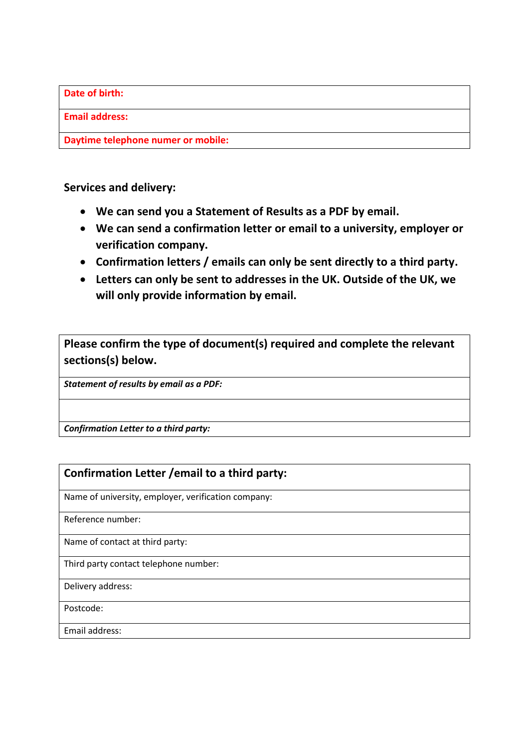| |
|---|
| **Date of birth:** |
| **Email address:** |
| **Daytime telephone numer or mobile:** |

**Services and delivery:**

- **We can send you a Statement of Results as a PDF by email.**
- **We can send a confirmation letter or email to a university, employer or verification company.**
- **Confirmation letters / emails can only be sent directly to a third party.**
- **Letters can only be sent to addresses in the UK. Outside of the UK, we will only provide information by email.**

| **Please confirm the type of document(s) required and complete the relevant sections(s) below.** |
|---|
| ***Statement of results by email as a PDF:*** |
| |
| ***Confirmation Letter to a third party:*** |

| **Confirmation Letter /email to a third party:** |
|---|
| Name of university, employer, verification company: |
| Reference number: |
| Name of contact at third party: |
| Third party contact telephone number: |
| Delivery address: |
| Postcode: |
| Email address: |